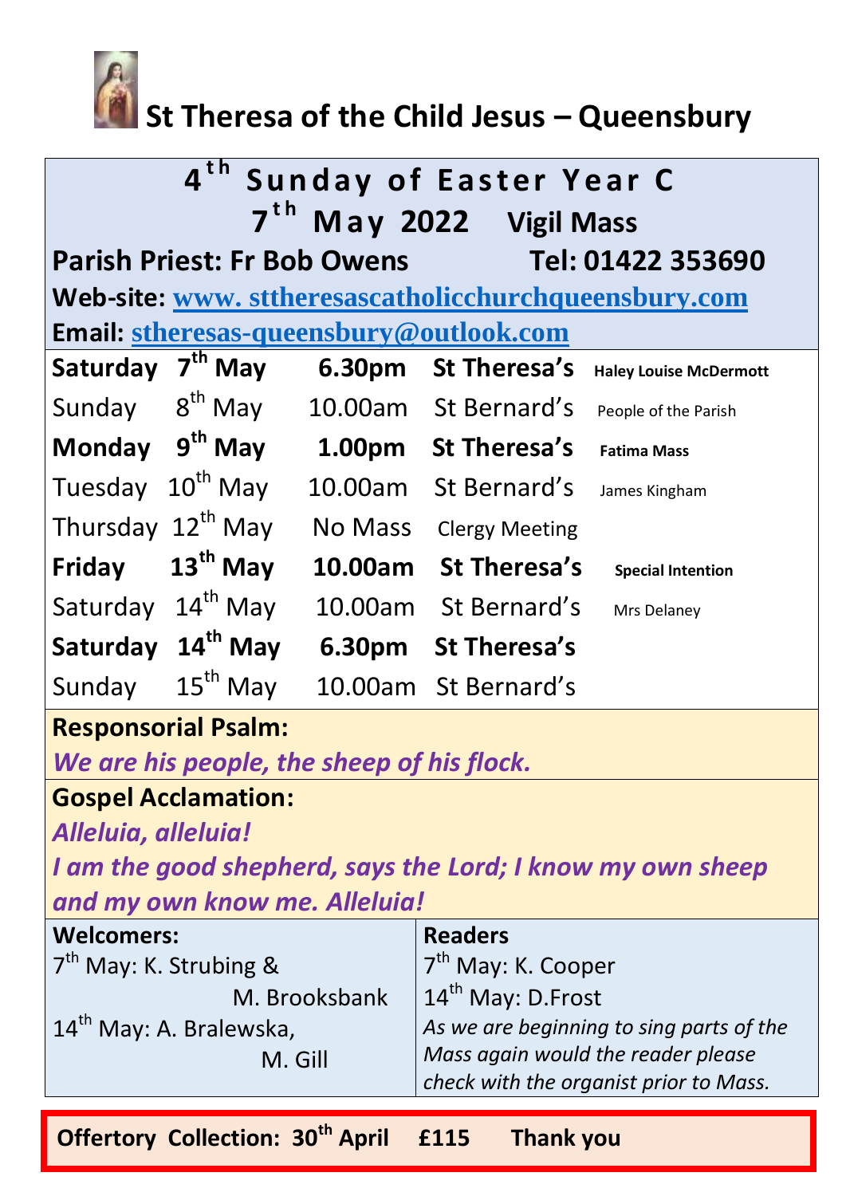# St Theresa of the Child Jesus – Queensbury

## 4th Sunday of Easter Year C

## 7th May 2022 Vigil Mass

**Parish Priest: Fr Bob Owens** **Tel: 01422 353690**

**Web-site:** www. sttheresascatholicchurchqueensbury.com

**Email:** stheresas-queensbury@outlook.com

| | | | | |
|---|---|---|---|---|
| **Saturday** | **7th May** | **6.30pm** | **St Theresa's** | **Haley Louise McDermott** |
| Sunday | 8th May | 10.00am | St Bernard's | People of the Parish |
| **Monday** | **9th May** | **1.00pm** | **St Theresa's** | **Fatima Mass** |
| Tuesday | 10th May | 10.00am | St Bernard's | James Kingham |
| Thursday | 12th May | No Mass | Clergy Meeting | |
| **Friday** | **13th May** | **10.00am** | **St Theresa's** | **Special Intention** |
| Saturday | 14th May | 10.00am | St Bernard's | Mrs Delaney |
| **Saturday** | **14th May** | **6.30pm** | **St Theresa's** | |
| Sunday | 15th May | 10.00am | St Bernard's | |

**Responsorial Psalm:**

***We are his people, the sheep of his flock.***

**Gospel Acclamation:**

***Alleluia, alleluia!***

***I am the good shepherd, says the Lord; I know my own sheep and my own know me. Alleluia!***

| **Welcomers:** | **Readers** |
|---|---|
| 7th May: K. Strubing & M. Brooksbank | 7th May: K. Cooper |
| 14th May: A. Bralewska, M. Gill | 14th May: D.Frost |
| | *As we are beginning to sing parts of the Mass again would the reader please check with the organist prior to Mass.* |

**Offertory Collection: 30th April £115 Thank you**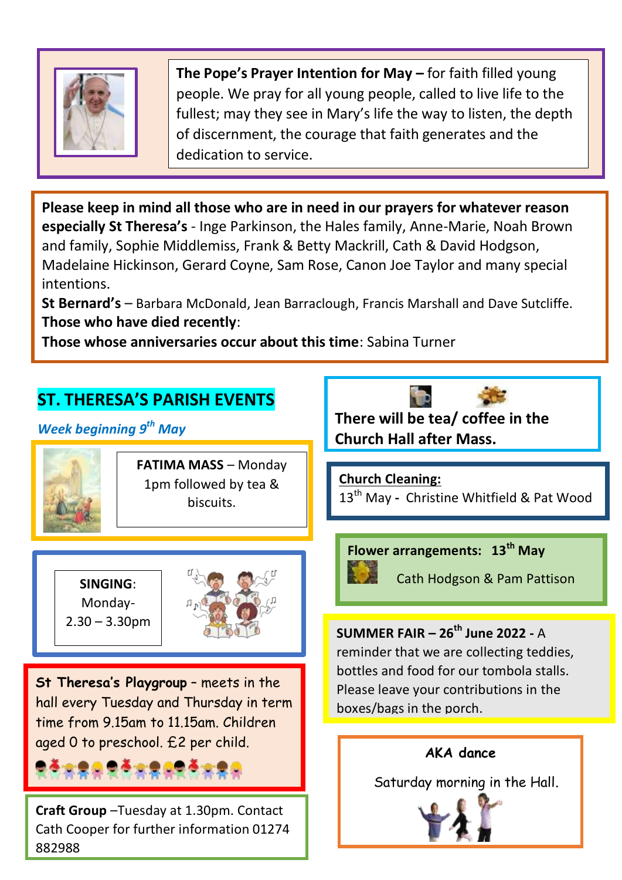**The Pope's Prayer Intention for May –** for faith filled young people. We pray for all young people, called to live life to the fullest; may they see in Mary's life the way to listen, the depth of discernment, the courage that faith generates and the dedication to service.

**Please keep in mind all those who are in need in our prayers for whatever reason especially St Theresa's** - Inge Parkinson, the Hales family, Anne-Marie, Noah Brown and family, Sophie Middlemiss, Frank & Betty Mackrill, Cath & David Hodgson, Madelaine Hickinson, Gerard Coyne, Sam Rose, Canon Joe Taylor and many special intentions.

**St Bernard's** – Barbara McDonald, Jean Barraclough, Francis Marshall and Dave Sutcliffe.

**Those who have died recently**:

**Those whose anniversaries occur about this time**: Sabina Turner

## ST. THERESA'S PARISH EVENTS

***Week beginning 9th May***

**FATIMA MASS** – Monday 1pm followed by tea & biscuits.

**SINGING**: Monday- 2.30 – 3.30pm

**St Theresa's Playgroup** – meets in the hall every Tuesday and Thursday in term time from 9.15am to 11.15am. Children aged 0 to preschool. £2 per child.

**Craft Group** –Tuesday at 1.30pm. Contact Cath Cooper for further information 01274 882988

**There will be tea/ coffee in the Church Hall after Mass.**

**Church Cleaning:**
13th May - Christine Whitfield & Pat Wood

**Flower arrangements: 13th May**
Cath Hodgson & Pam Pattison

**SUMMER FAIR – 26th June 2022 -** A reminder that we are collecting teddies, bottles and food for our tombola stalls. Please leave your contributions in the boxes/bags in the porch.

**AKA dance**

Saturday morning in the Hall.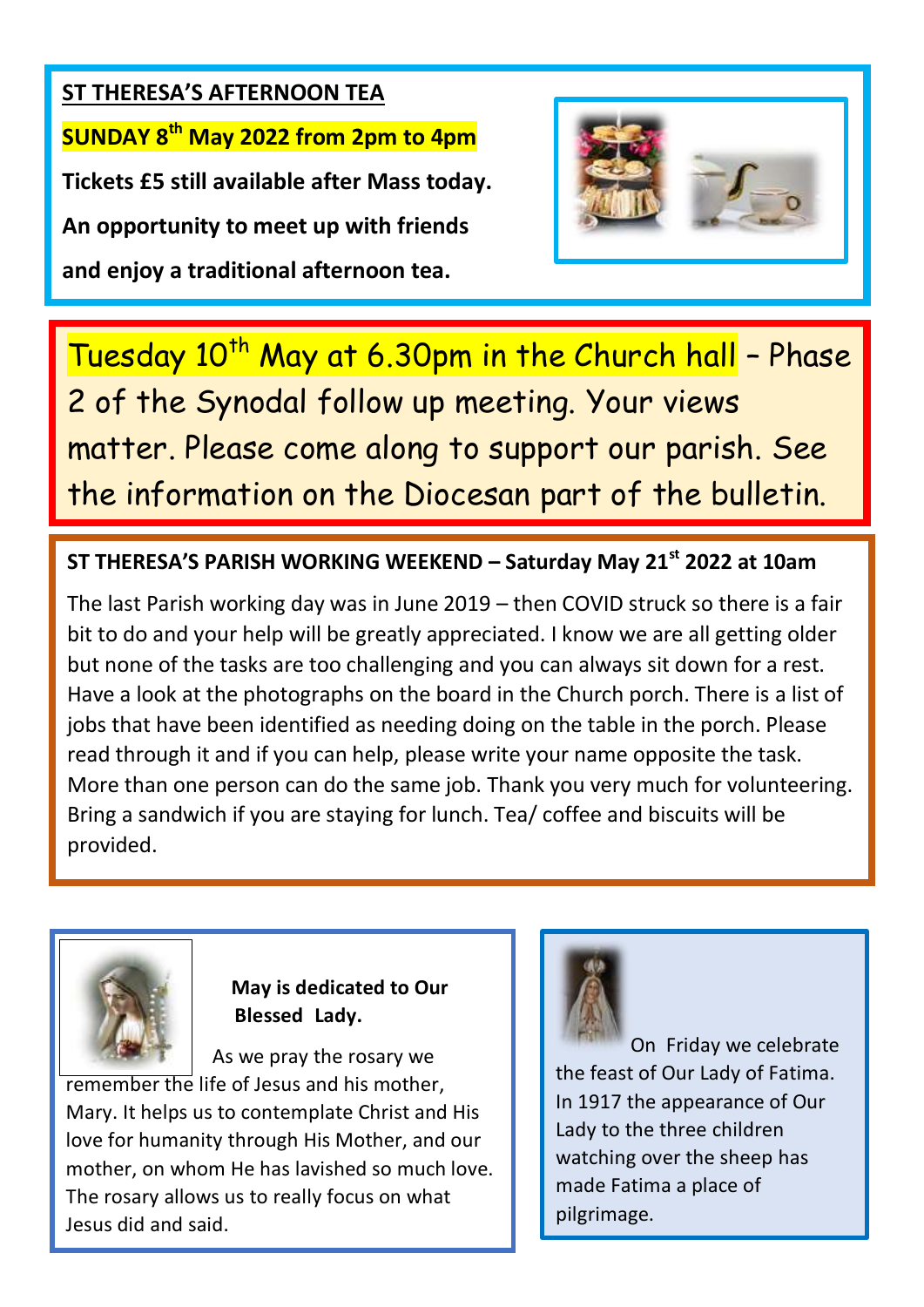**ST THERESA'S AFTERNOON TEA**

**SUNDAY 8th May 2022 from 2pm to 4pm**

**Tickets £5 still available after Mass today.**

**An opportunity to meet up with friends and enjoy a traditional afternoon tea.**

Tuesday 10th May at 6.30pm in the Church hall – Phase 2 of the Synodal follow up meeting. Your views matter. Please come along to support our parish. See the information on the Diocesan part of the bulletin.

**ST THERESA'S PARISH WORKING WEEKEND – Saturday May 21st 2022 at 10am**

The last Parish working day was in June 2019 – then COVID struck so there is a fair bit to do and your help will be greatly appreciated. I know we are all getting older but none of the tasks are too challenging and you can always sit down for a rest. Have a look at the photographs on the board in the Church porch. There is a list of jobs that have been identified as needing doing on the table in the porch. Please read through it and if you can help, please write your name opposite the task. More than one person can do the same job. Thank you very much for volunteering. Bring a sandwich if you are staying for lunch. Tea/ coffee and biscuits will be provided.

**May is dedicated to Our Blessed Lady.**

As we pray the rosary we remember the life of Jesus and his mother, Mary. It helps us to contemplate Christ and His love for humanity through His Mother, and our mother, on whom He has lavished so much love. The rosary allows us to really focus on what Jesus did and said.

On Friday we celebrate the feast of Our Lady of Fatima. In 1917 the appearance of Our Lady to the three children watching over the sheep has made Fatima a place of pilgrimage.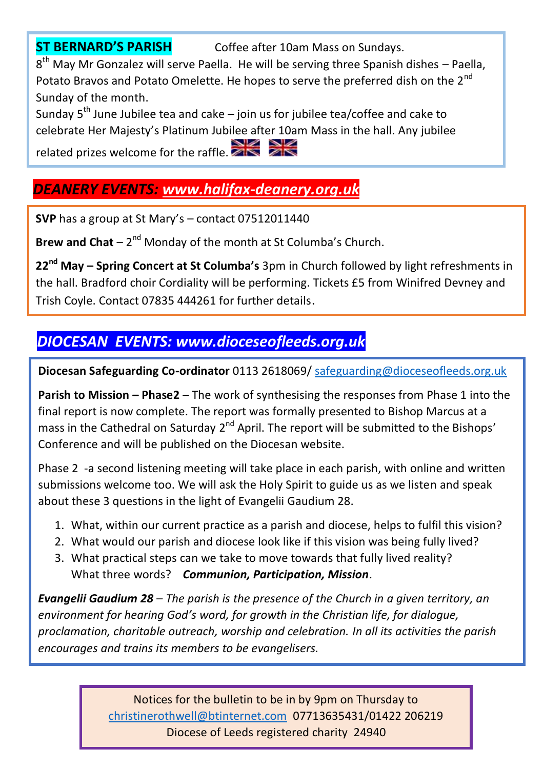## ST BERNARD'S PARISH

Coffee after 10am Mass on Sundays.

8th May Mr Gonzalez will serve Paella. He will be serving three Spanish dishes – Paella, Potato Bravos and Potato Omelette. He hopes to serve the preferred dish on the 2nd Sunday of the month.

Sunday 5th June Jubilee tea and cake – join us for jubilee tea/coffee and cake to celebrate Her Majesty's Platinum Jubilee after 10am Mass in the hall. Any jubilee related prizes welcome for the raffle.

## *DEANERY EVENTS: www.halifax-deanery.org.uk*

**SVP** has a group at St Mary's – contact 07512011440

**Brew and Chat** – 2nd Monday of the month at St Columba's Church.

**22nd May – Spring Concert at St Columba's** 3pm in Church followed by light refreshments in the hall. Bradford choir Cordiality will be performing. Tickets £5 from Winifred Devney and Trish Coyle. Contact 07835 444261 for further details.

## *DIOCESAN EVENTS: www.dioceseofleeds.org.uk*

**Diocesan Safeguarding Co-ordinator** 0113 2618069/ safeguarding@dioceseofleeds.org.uk

**Parish to Mission – Phase2** – The work of synthesising the responses from Phase 1 into the final report is now complete. The report was formally presented to Bishop Marcus at a mass in the Cathedral on Saturday 2nd April. The report will be submitted to the Bishops' Conference and will be published on the Diocesan website.

Phase 2 -a second listening meeting will take place in each parish, with online and written submissions welcome too. We will ask the Holy Spirit to guide us as we listen and speak about these 3 questions in the light of Evangelii Gaudium 28.

1. What, within our current practice as a parish and diocese, helps to fulfil this vision?
2. What would our parish and diocese look like if this vision was being fully lived?
3. What practical steps can we take to move towards that fully lived reality?
   What three words? ***Communion, Participation, Mission***.

***Evangelii Gaudium 28*** – *The parish is the presence of the Church in a given territory, an environment for hearing God's word, for growth in the Christian life, for dialogue, proclamation, charitable outreach, worship and celebration. In all its activities the parish encourages and trains its members to be evangelisers.*

Notices for the bulletin to be in by 9pm on Thursday to christinerothwell@btinternet.com 07713635431/01422 206219
Diocese of Leeds registered charity 24940